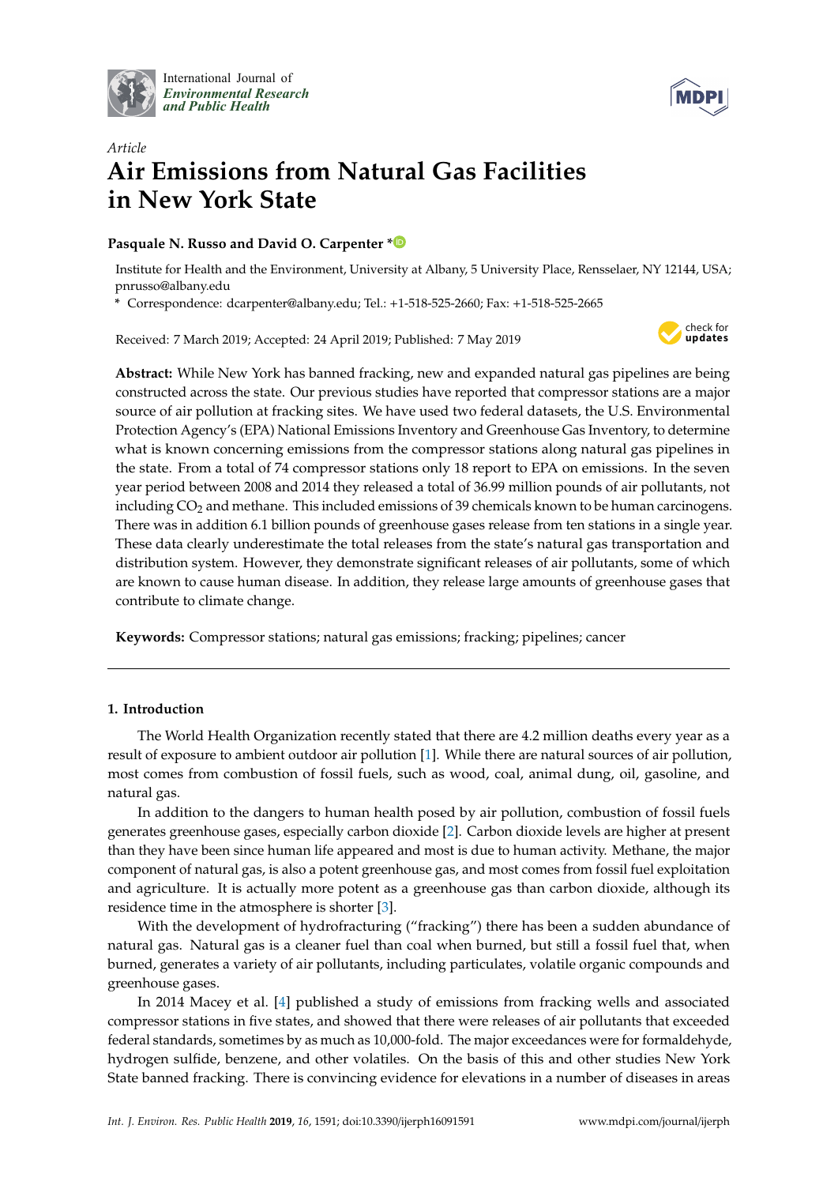International Journal of
*Environmental Research and Public Health*

*Article*

# Air Emissions from Natural Gas Facilities in New York State

**Pasquale N. Russo and David O. Carpenter ***

Institute for Health and the Environment, University at Albany, 5 University Place, Rensselaer, NY 12144, USA; pnrusso@albany.edu

* Correspondence: dcarpenter@albany.edu; Tel.: +1-518-525-2660; Fax: +1-518-525-2665

Received: 7 March 2019; Accepted: 24 April 2019; Published: 7 May 2019

**Abstract:** While New York has banned fracking, new and expanded natural gas pipelines are being constructed across the state. Our previous studies have reported that compressor stations are a major source of air pollution at fracking sites. We have used two federal datasets, the U.S. Environmental Protection Agency's (EPA) National Emissions Inventory and Greenhouse Gas Inventory, to determine what is known concerning emissions from the compressor stations along natural gas pipelines in the state. From a total of 74 compressor stations only 18 report to EPA on emissions. In the seven year period between 2008 and 2014 they released a total of 36.99 million pounds of air pollutants, not including $CO_2$ and methane. This included emissions of 39 chemicals known to be human carcinogens. There was in addition 6.1 billion pounds of greenhouse gases release from ten stations in a single year. These data clearly underestimate the total releases from the state's natural gas transportation and distribution system. However, they demonstrate significant releases of air pollutants, some of which are known to cause human disease. In addition, they release large amounts of greenhouse gases that contribute to climate change.

**Keywords:** Compressor stations; natural gas emissions; fracking; pipelines; cancer

## 1. Introduction

The World Health Organization recently stated that there are 4.2 million deaths every year as a result of exposure to ambient outdoor air pollution [1]. While there are natural sources of air pollution, most comes from combustion of fossil fuels, such as wood, coal, animal dung, oil, gasoline, and natural gas.

In addition to the dangers to human health posed by air pollution, combustion of fossil fuels generates greenhouse gases, especially carbon dioxide [2]. Carbon dioxide levels are higher at present than they have been since human life appeared and most is due to human activity. Methane, the major component of natural gas, is also a potent greenhouse gas, and most comes from fossil fuel exploitation and agriculture. It is actually more potent as a greenhouse gas than carbon dioxide, although its residence time in the atmosphere is shorter [3].

With the development of hydrofracturing ("fracking") there has been a sudden abundance of natural gas. Natural gas is a cleaner fuel than coal when burned, but still a fossil fuel that, when burned, generates a variety of air pollutants, including particulates, volatile organic compounds and greenhouse gases.

In 2014 Macey et al. [4] published a study of emissions from fracking wells and associated compressor stations in five states, and showed that there were releases of air pollutants that exceeded federal standards, sometimes by as much as 10,000-fold. The major exceedances were for formaldehyde, hydrogen sulfide, benzene, and other volatiles. On the basis of this and other studies New York State banned fracking. There is convincing evidence for elevations in a number of diseases in areas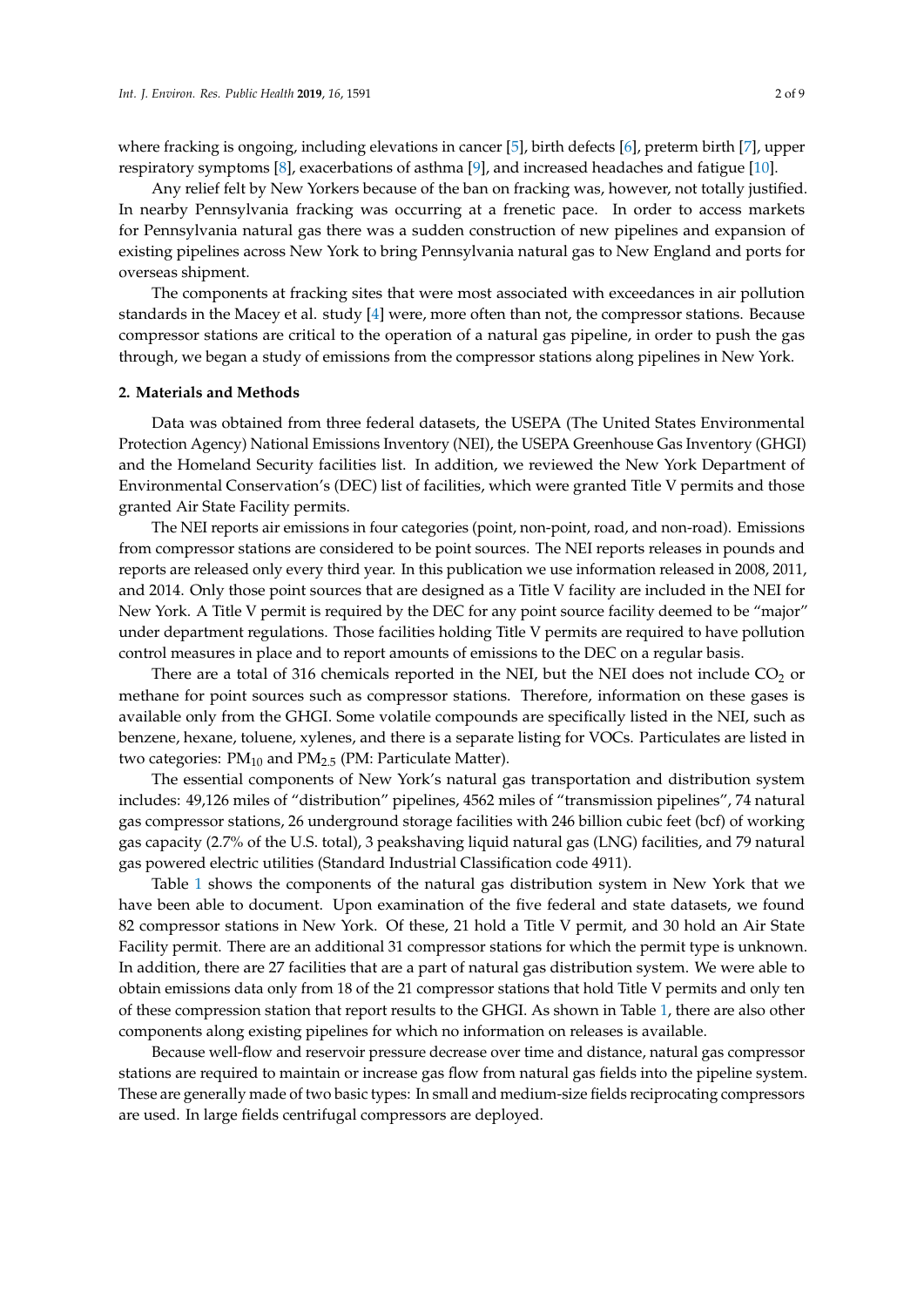where fracking is ongoing, including elevations in cancer [5], birth defects [6], preterm birth [7], upper respiratory symptoms [8], exacerbations of asthma [9], and increased headaches and fatigue [10].

Any relief felt by New Yorkers because of the ban on fracking was, however, not totally justified. In nearby Pennsylvania fracking was occurring at a frenetic pace. In order to access markets for Pennsylvania natural gas there was a sudden construction of new pipelines and expansion of existing pipelines across New York to bring Pennsylvania natural gas to New England and ports for overseas shipment.

The components at fracking sites that were most associated with exceedances in air pollution standards in the Macey et al. study [4] were, more often than not, the compressor stations. Because compressor stations are critical to the operation of a natural gas pipeline, in order to push the gas through, we began a study of emissions from the compressor stations along pipelines in New York.

## 2. Materials and Methods

Data was obtained from three federal datasets, the USEPA (The United States Environmental Protection Agency) National Emissions Inventory (NEI), the USEPA Greenhouse Gas Inventory (GHGI) and the Homeland Security facilities list. In addition, we reviewed the New York Department of Environmental Conservation's (DEC) list of facilities, which were granted Title V permits and those granted Air State Facility permits.

The NEI reports air emissions in four categories (point, non-point, road, and non-road). Emissions from compressor stations are considered to be point sources. The NEI reports releases in pounds and reports are released only every third year. In this publication we use information released in 2008, 2011, and 2014. Only those point sources that are designed as a Title V facility are included in the NEI for New York. A Title V permit is required by the DEC for any point source facility deemed to be "major" under department regulations. Those facilities holding Title V permits are required to have pollution control measures in place and to report amounts of emissions to the DEC on a regular basis.

There are a total of 316 chemicals reported in the NEI, but the NEI does not include $CO_2$ or methane for point sources such as compressor stations. Therefore, information on these gases is available only from the GHGI. Some volatile compounds are specifically listed in the NEI, such as benzene, hexane, toluene, xylenes, and there is a separate listing for VOCs. Particulates are listed in two categories: $PM_{10}$ and $PM_{2.5}$ (PM: Particulate Matter).

The essential components of New York's natural gas transportation and distribution system includes: 49,126 miles of "distribution" pipelines, 4562 miles of "transmission pipelines", 74 natural gas compressor stations, 26 underground storage facilities with 246 billion cubic feet (bcf) of working gas capacity (2.7% of the U.S. total), 3 peakshaving liquid natural gas (LNG) facilities, and 79 natural gas powered electric utilities (Standard Industrial Classification code 4911).

Table 1 shows the components of the natural gas distribution system in New York that we have been able to document. Upon examination of the five federal and state datasets, we found 82 compressor stations in New York. Of these, 21 hold a Title V permit, and 30 hold an Air State Facility permit. There are an additional 31 compressor stations for which the permit type is unknown. In addition, there are 27 facilities that are a part of natural gas distribution system. We were able to obtain emissions data only from 18 of the 21 compressor stations that hold Title V permits and only ten of these compression station that report results to the GHGI. As shown in Table 1, there are also other components along existing pipelines for which no information on releases is available.

Because well-flow and reservoir pressure decrease over time and distance, natural gas compressor stations are required to maintain or increase gas flow from natural gas fields into the pipeline system. These are generally made of two basic types: In small and medium-size fields reciprocating compressors are used. In large fields centrifugal compressors are deployed.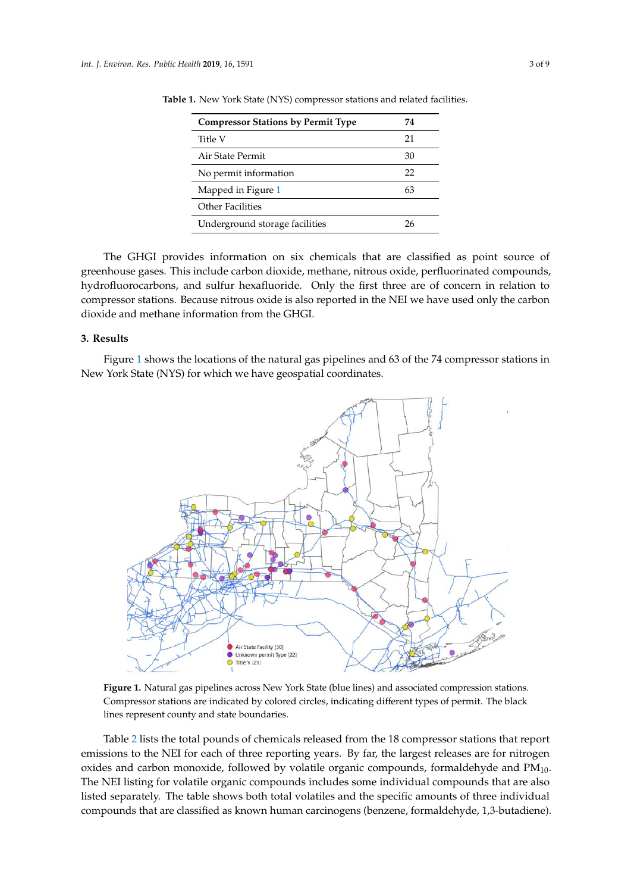**Table 1.** New York State (NYS) compressor stations and related facilities.

| Compressor Stations by Permit Type | 74 |
|---|---|
| Title V | 21 |
| Air State Permit | 30 |
| No permit information | 22 |
| Mapped in Figure 1 | 63 |
| Other Facilities | |
| Underground storage facilities | 26 |

The GHGI provides information on six chemicals that are classified as point source of greenhouse gases. This include carbon dioxide, methane, nitrous oxide, perfluorinated compounds, hydrofluorocarbons, and sulfur hexafluoride. Only the first three are of concern in relation to compressor stations. Because nitrous oxide is also reported in the NEI we have used only the carbon dioxide and methane information from the GHGI.

## 3. Results

Figure 1 shows the locations of the natural gas pipelines and 63 of the 74 compressor stations in New York State (NYS) for which we have geospatial coordinates.

**Figure 1.** Natural gas pipelines across New York State (blue lines) and associated compression stations. Compressor stations are indicated by colored circles, indicating different types of permit. The black lines represent county and state boundaries.

Table 2 lists the total pounds of chemicals released from the 18 compressor stations that report emissions to the NEI for each of three reporting years. By far, the largest releases are for nitrogen oxides and carbon monoxide, followed by volatile organic compounds, formaldehyde and $PM_{10}$. The NEI listing for volatile organic compounds includes some individual compounds that are also listed separately. The table shows both total volatiles and the specific amounts of three individual compounds that are classified as known human carcinogens (benzene, formaldehyde, 1,3-butadiene).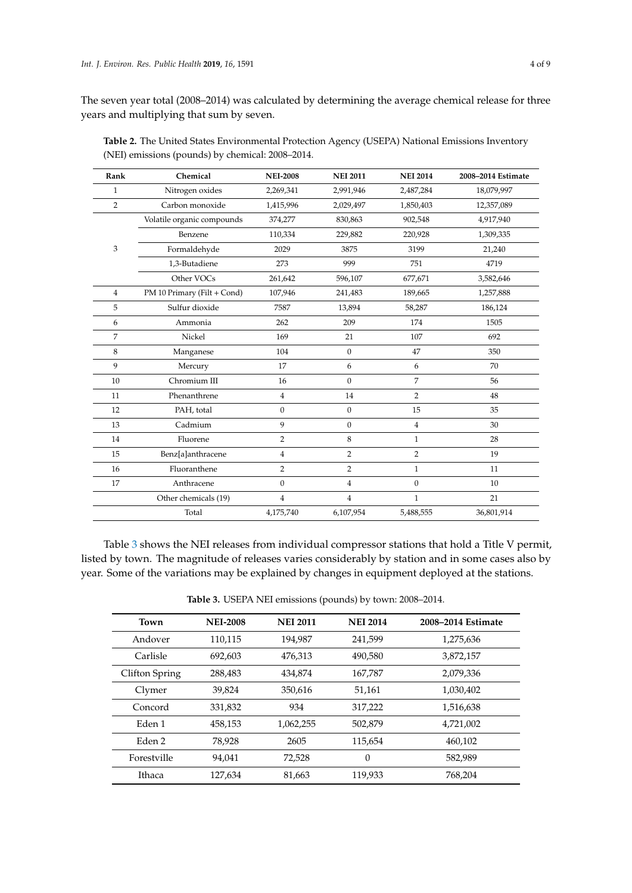The seven year total (2008–2014) was calculated by determining the average chemical release for three years and multiplying that sum by seven.

**Table 2.** The United States Environmental Protection Agency (USEPA) National Emissions Inventory (NEI) emissions (pounds) by chemical: 2008–2014.

| Rank | Chemical | NEI-2008 | NEI 2011 | NEI 2014 | 2008–2014 Estimate |
|---|---|---|---|---|---|
| 1 | Nitrogen oxides | 2,269,341 | 2,991,946 | 2,487,284 | 18,079,997 |
| 2 | Carbon monoxide | 1,415,996 | 2,029,497 | 1,850,403 | 12,357,089 |
| 3 | Volatile organic compounds | 374,277 | 830,863 | 902,548 | 4,917,940 |
| | Benzene | 110,334 | 229,882 | 220,928 | 1,309,335 |
| | Formaldehyde | 2029 | 3875 | 3199 | 21,240 |
| | 1,3-Butadiene | 273 | 999 | 751 | 4719 |
| | Other VOCs | 261,642 | 596,107 | 677,671 | 3,582,646 |
| 4 | PM 10 Primary (Filt + Cond) | 107,946 | 241,483 | 189,665 | 1,257,888 |
| 5 | Sulfur dioxide | 7587 | 13,894 | 58,287 | 186,124 |
| 6 | Ammonia | 262 | 209 | 174 | 1505 |
| 7 | Nickel | 169 | 21 | 107 | 692 |
| 8 | Manganese | 104 | 0 | 47 | 350 |
| 9 | Mercury | 17 | 6 | 6 | 70 |
| 10 | Chromium III | 16 | 0 | 7 | 56 |
| 11 | Phenanthrene | 4 | 14 | 2 | 48 |
| 12 | PAH, total | 0 | 0 | 15 | 35 |
| 13 | Cadmium | 9 | 0 | 4 | 30 |
| 14 | Fluorene | 2 | 8 | 1 | 28 |
| 15 | Benz[a]anthracene | 4 | 2 | 2 | 19 |
| 16 | Fluoranthene | 2 | 2 | 1 | 11 |
| 17 | Anthracene | 0 | 4 | 0 | 10 |
| | Other chemicals (19) | 4 | 4 | 1 | 21 |
| | Total | 4,175,740 | 6,107,954 | 5,488,555 | 36,801,914 |

Table 3 shows the NEI releases from individual compressor stations that hold a Title V permit, listed by town. The magnitude of releases varies considerably by station and in some cases also by year. Some of the variations may be explained by changes in equipment deployed at the stations.

**Table 3.** USEPA NEI emissions (pounds) by town: 2008–2014.

| Town | NEI-2008 | NEI 2011 | NEI 2014 | 2008–2014 Estimate |
|---|---|---|---|---|
| Andover | 110,115 | 194,987 | 241,599 | 1,275,636 |
| Carlisle | 692,603 | 476,313 | 490,580 | 3,872,157 |
| Clifton Spring | 288,483 | 434,874 | 167,787 | 2,079,336 |
| Clymer | 39,824 | 350,616 | 51,161 | 1,030,402 |
| Concord | 331,832 | 934 | 317,222 | 1,516,638 |
| Eden 1 | 458,153 | 1,062,255 | 502,879 | 4,721,002 |
| Eden 2 | 78,928 | 2605 | 115,654 | 460,102 |
| Forestville | 94,041 | 72,528 | 0 | 582,989 |
| Ithaca | 127,634 | 81,663 | 119,933 | 768,204 |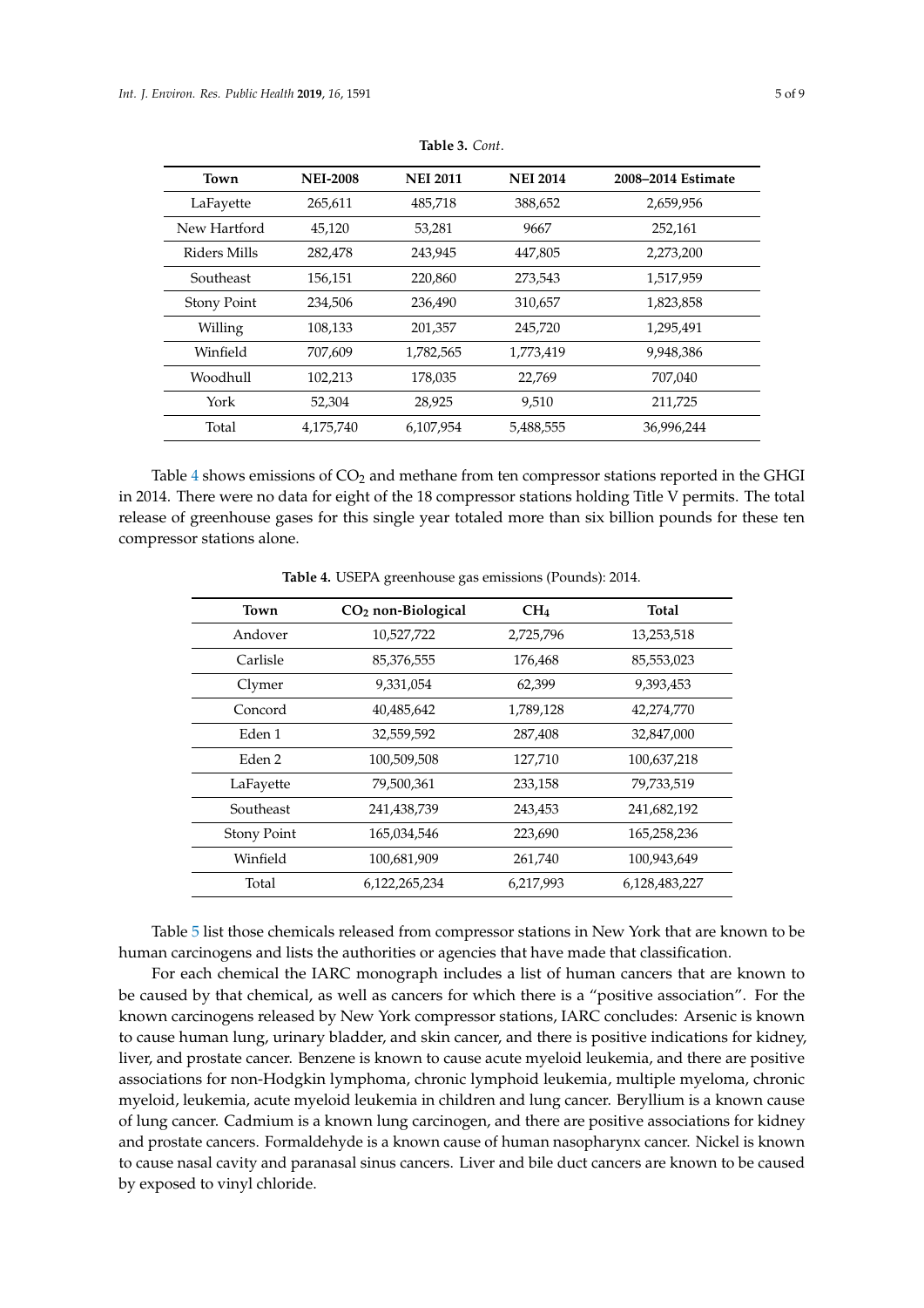**Table 3.** *Cont*.

| Town | NEI-2008 | NEI 2011 | NEI 2014 | 2008–2014 Estimate |
|---|---|---|---|---|
| LaFayette | 265,611 | 485,718 | 388,652 | 2,659,956 |
| New Hartford | 45,120 | 53,281 | 9667 | 252,161 |
| Riders Mills | 282,478 | 243,945 | 447,805 | 2,273,200 |
| Southeast | 156,151 | 220,860 | 273,543 | 1,517,959 |
| Stony Point | 234,506 | 236,490 | 310,657 | 1,823,858 |
| Willing | 108,133 | 201,357 | 245,720 | 1,295,491 |
| Winfield | 707,609 | 1,782,565 | 1,773,419 | 9,948,386 |
| Woodhull | 102,213 | 178,035 | 22,769 | 707,040 |
| York | 52,304 | 28,925 | 9,510 | 211,725 |
| Total | 4,175,740 | 6,107,954 | 5,488,555 | 36,996,244 |

Table 4 shows emissions of $CO_2$ and methane from ten compressor stations reported in the GHGI in 2014. There were no data for eight of the 18 compressor stations holding Title V permits. The total release of greenhouse gases for this single year totaled more than six billion pounds for these ten compressor stations alone.

**Table 4.** USEPA greenhouse gas emissions (Pounds): 2014.

| Town | $CO_2$ non-Biological | $CH_4$ | Total |
|---|---|---|---|
| Andover | 10,527,722 | 2,725,796 | 13,253,518 |
| Carlisle | 85,376,555 | 176,468 | 85,553,023 |
| Clymer | 9,331,054 | 62,399 | 9,393,453 |
| Concord | 40,485,642 | 1,789,128 | 42,274,770 |
| Eden 1 | 32,559,592 | 287,408 | 32,847,000 |
| Eden 2 | 100,509,508 | 127,710 | 100,637,218 |
| LaFayette | 79,500,361 | 233,158 | 79,733,519 |
| Southeast | 241,438,739 | 243,453 | 241,682,192 |
| Stony Point | 165,034,546 | 223,690 | 165,258,236 |
| Winfield | 100,681,909 | 261,740 | 100,943,649 |
| Total | 6,122,265,234 | 6,217,993 | 6,128,483,227 |

Table 5 list those chemicals released from compressor stations in New York that are known to be human carcinogens and lists the authorities or agencies that have made that classification.

For each chemical the IARC monograph includes a list of human cancers that are known to be caused by that chemical, as well as cancers for which there is a "positive association". For the known carcinogens released by New York compressor stations, IARC concludes: Arsenic is known to cause human lung, urinary bladder, and skin cancer, and there is positive indications for kidney, liver, and prostate cancer. Benzene is known to cause acute myeloid leukemia, and there are positive associations for non-Hodgkin lymphoma, chronic lymphoid leukemia, multiple myeloma, chronic myeloid, leukemia, acute myeloid leukemia in children and lung cancer. Beryllium is a known cause of lung cancer. Cadmium is a known lung carcinogen, and there are positive associations for kidney and prostate cancers. Formaldehyde is a known cause of human nasopharynx cancer. Nickel is known to cause nasal cavity and paranasal sinus cancers. Liver and bile duct cancers are known to be caused by exposed to vinyl chloride.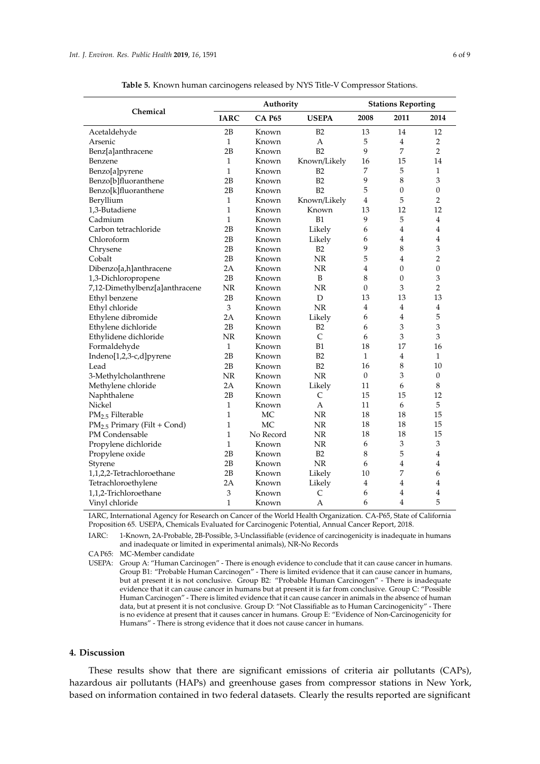**Table 5.** Known human carcinogens released by NYS Title-V Compressor Stations.

| Chemical | Authority | | | Stations Reporting | | |
|---|---|---|---|---|---|---|
| | **IARC** | **CA P65** | **USEPA** | **2008** | **2011** | **2014** |
| Acetaldehyde | 2B | Known | B2 | 13 | 14 | 12 |
| Arsenic | 1 | Known | A | 5 | 4 | 2 |
| Benz[a]anthracene | 2B | Known | B2 | 9 | 7 | 2 |
| Benzene | 1 | Known | Known/Likely | 16 | 15 | 14 |
| Benzo[a]pyrene | 1 | Known | B2 | 7 | 5 | 1 |
| Benzo[b]fluoranthene | 2B | Known | B2 | 9 | 8 | 3 |
| Benzo[k]fluoranthene | 2B | Known | B2 | 5 | 0 | 0 |
| Beryllium | 1 | Known | Known/Likely | 4 | 5 | 2 |
| 1,3-Butadiene | 1 | Known | Known | 13 | 12 | 12 |
| Cadmium | 1 | Known | B1 | 9 | 5 | 4 |
| Carbon tetrachloride | 2B | Known | Likely | 6 | 4 | 4 |
| Chloroform | 2B | Known | Likely | 6 | 4 | 4 |
| Chrysene | 2B | Known | B2 | 9 | 8 | 3 |
| Cobalt | 2B | Known | NR | 5 | 4 | 2 |
| Dibenzo[a,h]anthracene | 2A | Known | NR | 4 | 0 | 0 |
| 1,3-Dichloropropene | 2B | Known | B | 8 | 0 | 3 |
| 7,12-Dimethylbenz[a]anthracene | NR | Known | NR | 0 | 3 | 2 |
| Ethyl benzene | 2B | Known | D | 13 | 13 | 13 |
| Ethyl chloride | 3 | Known | NR | 4 | 4 | 4 |
| Ethylene dibromide | 2A | Known | Likely | 6 | 4 | 5 |
| Ethylene dichloride | 2B | Known | B2 | 6 | 3 | 3 |
| Ethylidene dichloride | NR | Known | C | 6 | 3 | 3 |
| Formaldehyde | 1 | Known | B1 | 18 | 17 | 16 |
| Indeno[1,2,3-c,d]pyrene | 2B | Known | B2 | 1 | 4 | 1 |
| Lead | 2B | Known | B2 | 16 | 8 | 10 |
| 3-Methylcholanthrene | NR | Known | NR | 0 | 3 | 0 |
| Methylene chloride | 2A | Known | Likely | 11 | 6 | 8 |
| Naphthalene | 2B | Known | C | 15 | 15 | 12 |
| Nickel | 1 | Known | A | 11 | 6 | 5 |
| $PM_{2.5}$ Filterable | 1 | MC | NR | 18 | 18 | 15 |
| $PM_{2.5}$ Primary (Filt + Cond) | 1 | MC | NR | 18 | 18 | 15 |
| PM Condensable | 1 | No Record | NR | 18 | 18 | 15 |
| Propylene dichloride | 1 | Known | NR | 6 | 3 | 3 |
| Propylene oxide | 2B | Known | B2 | 8 | 5 | 4 |
| Styrene | 2B | Known | NR | 6 | 4 | 4 |
| 1,1,2,2-Tetrachloroethane | 2B | Known | Likely | 10 | 7 | 6 |
| Tetrachloroethylene | 2A | Known | Likely | 4 | 4 | 4 |
| 1,1,2-Trichloroethane | 3 | Known | C | 6 | 4 | 4 |
| Vinyl chloride | 1 | Known | A | 6 | 4 | 5 |

IARC, International Agency for Research on Cancer of the World Health Organization. CA-P65, State of California Proposition 65. USEPA, Chemicals Evaluated for Carcinogenic Potential, Annual Cancer Report, 2018.

IARC: 1-Known, 2A-Probable, 2B-Possible, 3-Unclassifiable (evidence of carcinogenicity is inadequate in humans and inadequate or limited in experimental animals), NR-No Records

CA P65: MC-Member candidate

USEPA: Group A: "Human Carcinogen" - There is enough evidence to conclude that it can cause cancer in humans. Group B1: "Probable Human Carcinogen" - There is limited evidence that it can cause cancer in humans, but at present it is not conclusive. Group B2: "Probable Human Carcinogen" - There is inadequate evidence that it can cause cancer in humans but at present it is far from conclusive. Group C: "Possible Human Carcinogen" - There is limited evidence that it can cause cancer in animals in the absence of human data, but at present it is not conclusive. Group D: "Not Classifiable as to Human Carcinogenicity" - There is no evidence at present that it causes cancer in humans. Group E: "Evidence of Non-Carcinogenicity for Humans" - There is strong evidence that it does not cause cancer in humans.

## 4. Discussion

These results show that there are significant emissions of criteria air pollutants (CAPs), hazardous air pollutants (HAPs) and greenhouse gases from compressor stations in New York, based on information contained in two federal datasets. Clearly the results reported are significant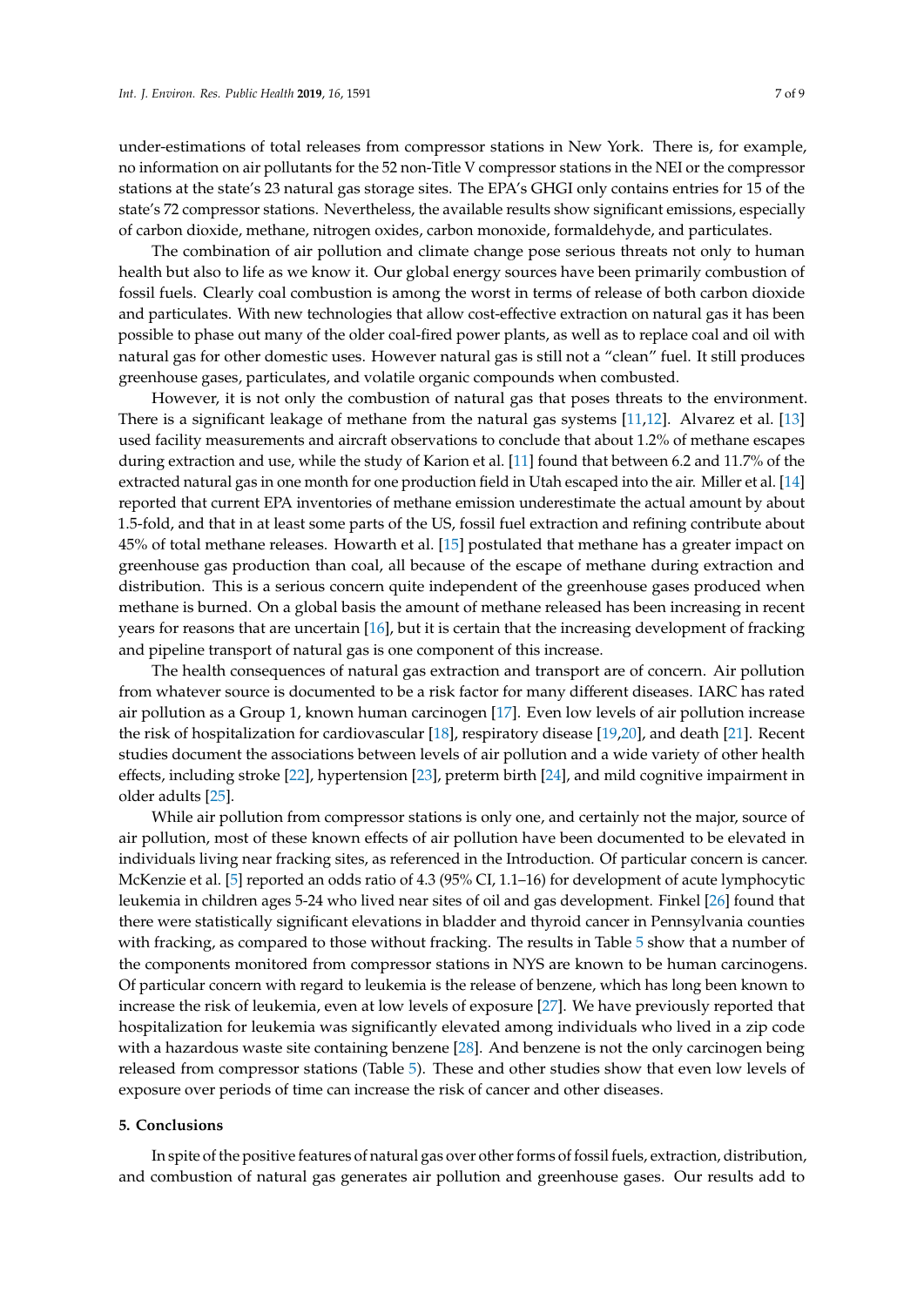under-estimations of total releases from compressor stations in New York. There is, for example, no information on air pollutants for the 52 non-Title V compressor stations in the NEI or the compressor stations at the state's 23 natural gas storage sites. The EPA's GHGI only contains entries for 15 of the state's 72 compressor stations. Nevertheless, the available results show significant emissions, especially of carbon dioxide, methane, nitrogen oxides, carbon monoxide, formaldehyde, and particulates.

The combination of air pollution and climate change pose serious threats not only to human health but also to life as we know it. Our global energy sources have been primarily combustion of fossil fuels. Clearly coal combustion is among the worst in terms of release of both carbon dioxide and particulates. With new technologies that allow cost-effective extraction on natural gas it has been possible to phase out many of the older coal-fired power plants, as well as to replace coal and oil with natural gas for other domestic uses. However natural gas is still not a "clean" fuel. It still produces greenhouse gases, particulates, and volatile organic compounds when combusted.

However, it is not only the combustion of natural gas that poses threats to the environment. There is a significant leakage of methane from the natural gas systems [11,12]. Alvarez et al. [13] used facility measurements and aircraft observations to conclude that about 1.2% of methane escapes during extraction and use, while the study of Karion et al. [11] found that between 6.2 and 11.7% of the extracted natural gas in one month for one production field in Utah escaped into the air. Miller et al. [14] reported that current EPA inventories of methane emission underestimate the actual amount by about 1.5-fold, and that in at least some parts of the US, fossil fuel extraction and refining contribute about 45% of total methane releases. Howarth et al. [15] postulated that methane has a greater impact on greenhouse gas production than coal, all because of the escape of methane during extraction and distribution. This is a serious concern quite independent of the greenhouse gases produced when methane is burned. On a global basis the amount of methane released has been increasing in recent years for reasons that are uncertain [16], but it is certain that the increasing development of fracking and pipeline transport of natural gas is one component of this increase.

The health consequences of natural gas extraction and transport are of concern. Air pollution from whatever source is documented to be a risk factor for many different diseases. IARC has rated air pollution as a Group 1, known human carcinogen [17]. Even low levels of air pollution increase the risk of hospitalization for cardiovascular [18], respiratory disease [19,20], and death [21]. Recent studies document the associations between levels of air pollution and a wide variety of other health effects, including stroke [22], hypertension [23], preterm birth [24], and mild cognitive impairment in older adults [25].

While air pollution from compressor stations is only one, and certainly not the major, source of air pollution, most of these known effects of air pollution have been documented to be elevated in individuals living near fracking sites, as referenced in the Introduction. Of particular concern is cancer. McKenzie et al. [5] reported an odds ratio of 4.3 (95% CI, 1.1–16) for development of acute lymphocytic leukemia in children ages 5-24 who lived near sites of oil and gas development. Finkel [26] found that there were statistically significant elevations in bladder and thyroid cancer in Pennsylvania counties with fracking, as compared to those without fracking. The results in Table 5 show that a number of the components monitored from compressor stations in NYS are known to be human carcinogens. Of particular concern with regard to leukemia is the release of benzene, which has long been known to increase the risk of leukemia, even at low levels of exposure [27]. We have previously reported that hospitalization for leukemia was significantly elevated among individuals who lived in a zip code with a hazardous waste site containing benzene [28]. And benzene is not the only carcinogen being released from compressor stations (Table 5). These and other studies show that even low levels of exposure over periods of time can increase the risk of cancer and other diseases.

## 5. Conclusions

In spite of the positive features of natural gas over other forms of fossil fuels, extraction, distribution, and combustion of natural gas generates air pollution and greenhouse gases. Our results add to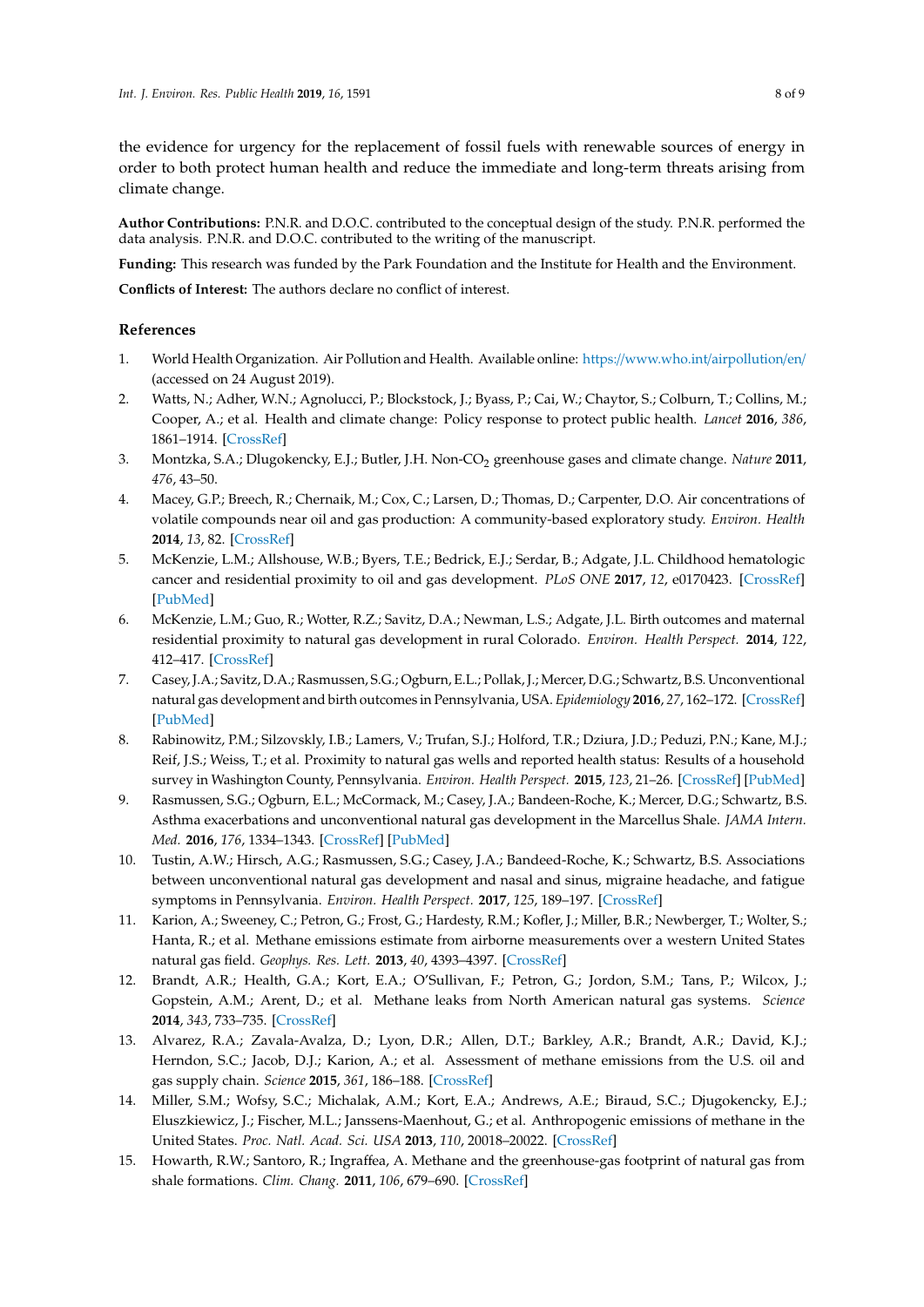the evidence for urgency for the replacement of fossil fuels with renewable sources of energy in order to both protect human health and reduce the immediate and long-term threats arising from climate change.

**Author Contributions:** P.N.R. and D.O.C. contributed to the conceptual design of the study. P.N.R. performed the data analysis. P.N.R. and D.O.C. contributed to the writing of the manuscript.

**Funding:** This research was funded by the Park Foundation and the Institute for Health and the Environment.

**Conflicts of Interest:** The authors declare no conflict of interest.

## References

1. World Health Organization. Air Pollution and Health. Available online: https://www.who.int/airpollution/en/ (accessed on 24 August 2019).
2. Watts, N.; Adher, W.N.; Agnolucci, P.; Blockstock, J.; Byass, P.; Cai, W.; Chaytor, S.; Colburn, T.; Collins, M.; Cooper, A.; et al. Health and climate change: Policy response to protect public health. *Lancet* **2016**, *386*, 1861–1914. [CrossRef]
3. Montzka, S.A.; Dlugokencky, E.J.; Butler, J.H. Non-$CO_2$ greenhouse gases and climate change. *Nature* **2011**, *476*, 43–50.
4. Macey, G.P.; Breech, R.; Chernaik, M.; Cox, C.; Larsen, D.; Thomas, D.; Carpenter, D.O. Air concentrations of volatile compounds near oil and gas production: A community-based exploratory study. *Environ. Health* **2014**, *13*, 82. [CrossRef]
5. McKenzie, L.M.; Allshouse, W.B.; Byers, T.E.; Bedrick, E.J.; Serdar, B.; Adgate, J.L. Childhood hematologic cancer and residential proximity to oil and gas development. *PLoS ONE* **2017**, *12*, e0170423. [CrossRef] [PubMed]
6. McKenzie, L.M.; Guo, R.; Wotter, R.Z.; Savitz, D.A.; Newman, L.S.; Adgate, J.L. Birth outcomes and maternal residential proximity to natural gas development in rural Colorado. *Environ. Health Perspect.* **2014**, *122*, 412–417. [CrossRef]
7. Casey, J.A.; Savitz, D.A.; Rasmussen, S.G.; Ogburn, E.L.; Pollak, J.; Mercer, D.G.; Schwartz, B.S. Unconventional natural gas development and birth outcomes in Pennsylvania, USA. *Epidemiology* **2016**, *27*, 162–172. [CrossRef] [PubMed]
8. Rabinowitz, P.M.; Silzovskly, I.B.; Lamers, V.; Trufan, S.J.; Holford, T.R.; Dziura, J.D.; Peduzi, P.N.; Kane, M.J.; Reif, J.S.; Weiss, T.; et al. Proximity to natural gas wells and reported health status: Results of a household survey in Washington County, Pennsylvania. *Environ. Health Perspect.* **2015**, *123*, 21–26. [CrossRef] [PubMed]
9. Rasmussen, S.G.; Ogburn, E.L.; McCormack, M.; Casey, J.A.; Bandeen-Roche, K.; Mercer, D.G.; Schwartz, B.S. Asthma exacerbations and unconventional natural gas development in the Marcellus Shale. *JAMA Intern. Med.* **2016**, *176*, 1334–1343. [CrossRef] [PubMed]
10. Tustin, A.W.; Hirsch, A.G.; Rasmussen, S.G.; Casey, J.A.; Bandeed-Roche, K.; Schwartz, B.S. Associations between unconventional natural gas development and nasal and sinus, migraine headache, and fatigue symptoms in Pennsylvania. *Environ. Health Perspect.* **2017**, *125*, 189–197. [CrossRef]
11. Karion, A.; Sweeney, C.; Petron, G.; Frost, G.; Hardesty, R.M.; Kofler, J.; Miller, B.R.; Newberger, T.; Wolter, S.; Hanta, R.; et al. Methane emissions estimate from airborne measurements over a western United States natural gas field. *Geophys. Res. Lett.* **2013**, *40*, 4393–4397. [CrossRef]
12. Brandt, A.R.; Health, G.A.; Kort, E.A.; O'Sullivan, F.; Petron, G.; Jordon, S.M.; Tans, P.; Wilcox, J.; Gopstein, A.M.; Arent, D.; et al. Methane leaks from North American natural gas systems. *Science* **2014**, *343*, 733–735. [CrossRef]
13. Alvarez, R.A.; Zavala-Avalza, D.; Lyon, D.R.; Allen, D.T.; Barkley, A.R.; Brandt, A.R.; David, K.J.; Herndon, S.C.; Jacob, D.J.; Karion, A.; et al. Assessment of methane emissions from the U.S. oil and gas supply chain. *Science* **2015**, *361*, 186–188. [CrossRef]
14. Miller, S.M.; Wofsy, S.C.; Michalak, A.M.; Kort, E.A.; Andrews, A.E.; Biraud, S.C.; Djugokencky, E.J.; Eluszkiewicz, J.; Fischer, M.L.; Janssens-Maenhout, G.; et al. Anthropogenic emissions of methane in the United States. *Proc. Natl. Acad. Sci. USA* **2013**, *110*, 20018–20022. [CrossRef]
15. Howarth, R.W.; Santoro, R.; Ingraffea, A. Methane and the greenhouse-gas footprint of natural gas from shale formations. *Clim. Chang.* **2011**, *106*, 679–690. [CrossRef]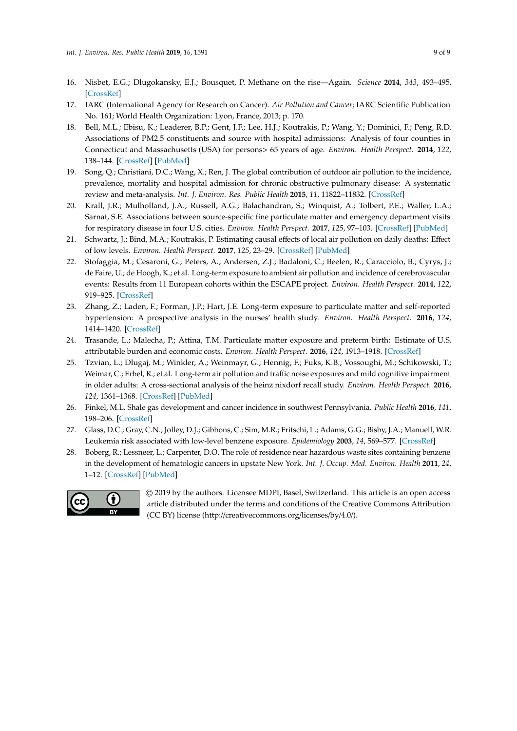16. Nisbet, E.G.; Dlugokansky, E.J.; Bousquet, P. Methane on the rise—Again. *Science* **2014**, *343*, 493–495. [CrossRef]
17. IARC (International Agency for Research on Cancer). *Air Pollution and Cancer*; IARC Scientific Publication No. 161; World Health Organization: Lyon, France, 2013; p. 170.
18. Bell, M.L.; Ebisu, K.; Leaderer, B.P.; Gent, J.F.; Lee, H.J.; Koutrakis, P.; Wang, Y.; Dominici, F.; Peng, R.D. Associations of PM2.5 constituents and source with hospital admissions: Analysis of four counties in Connecticut and Massachusetts (USA) for persons> 65 years of age. *Environ. Health Perspect.* **2014**, *122*, 138–144. [CrossRef] [PubMed]
19. Song, Q.; Christiani, D.C.; Wang, X.; Ren, J. The global contribution of outdoor air pollution to the incidence, prevalence, mortality and hospital admission for chronic obstructive pulmonary disease: A systematic review and meta-analysis. *Int. J. Environ. Res. Public Health* **2015**, *11*, 11822–11832. [CrossRef]
20. Krall, J.R.; Mulholland, J.A.; Russell, A.G.; Balachandran, S.; Winquist, A.; Tolbert, P.E.; Waller, L.A.; Sarnat, S.E. Associations between source-specific fine particulate matter and emergency department visits for respiratory disease in four U.S. cities. *Environ. Health Perspect.* **2017**, *125*, 97–103. [CrossRef] [PubMed]
21. Schwartz, J.; Bind, M.A.; Koutrakis, P. Estimating causal effects of local air pollution on daily deaths: Effect of low levels. *Environ. Health Perspect.* **2017**, *125*, 23–29. [CrossRef] [PubMed]
22. Stofaggia, M.; Cesaroni, G.; Peters, A.; Andersen, Z.J.; Badaloni, C.; Beelen, R.; Caracciolo, B.; Cyrys, J.; de Faire, U.; de Hoogh, K.; et al. Long-term exposure to ambient air pollution and incidence of cerebrovascular events: Results from 11 European cohorts within the ESCAPE project. *Environ. Health Perspect.* **2014**, *122*, 919–925. [CrossRef]
23. Zhang, Z.; Laden, F.; Forman, J.P.; Hart, J.E. Long-term exposure to particulate matter and self-reported hypertension: A prospective analysis in the nurses' health study. *Environ. Health Perspect.* **2016**, *124*, 1414–1420. [CrossRef]
24. Trasande, L.; Malecha, P.; Attina, T.M. Particulate matter exposure and preterm birth: Estimate of U.S. attributable burden and economic costs. *Environ. Health Perspect.* **2016**, *124*, 1913–1918. [CrossRef]
25. Tzvian, L.; Dlugaj, M.; Winkler, A.; Weinmayr, G.; Hennig, F.; Fuks, K.B.; Vossoughi, M.; Schikowski, T.; Weimar, C.; Erbel, R.; et al. Long-term air pollution and traffic noise exposures and mild cognitive impairment in older adults: A cross-sectional analysis of the heinz nixdorf recall study. *Environ. Health Perspect.* **2016**, *124*, 1361–1368. [CrossRef] [PubMed]
26. Finkel, M.L. Shale gas development and cancer incidence in southwest Pennsylvania. *Public Health* **2016**, *141*, 198–206. [CrossRef]
27. Glass, D.C.; Gray, C.N.; Jolley, D.J.; Gibbons, C.; Sim, M.R.; Fritschi, L.; Adams, G.G.; Bisby, J.A.; Manuell, W.R. Leukemia risk associated with low-level benzene exposure. *Epidemiology* **2003**, *14*, 569–577. [CrossRef]
28. Boberg, R.; Lessneer, L.; Carpenter, D.O. The role of residence near hazardous waste sites containing benzene in the development of hematologic cancers in upstate New York. *Int. J. Occup. Med. Environ. Health* **2011**, *24*, 1–12. [CrossRef] [PubMed]

© 2019 by the authors. Licensee MDPI, Basel, Switzerland. This article is an open access article distributed under the terms and conditions of the Creative Commons Attribution (CC BY) license (http://creativecommons.org/licenses/by/4.0/).